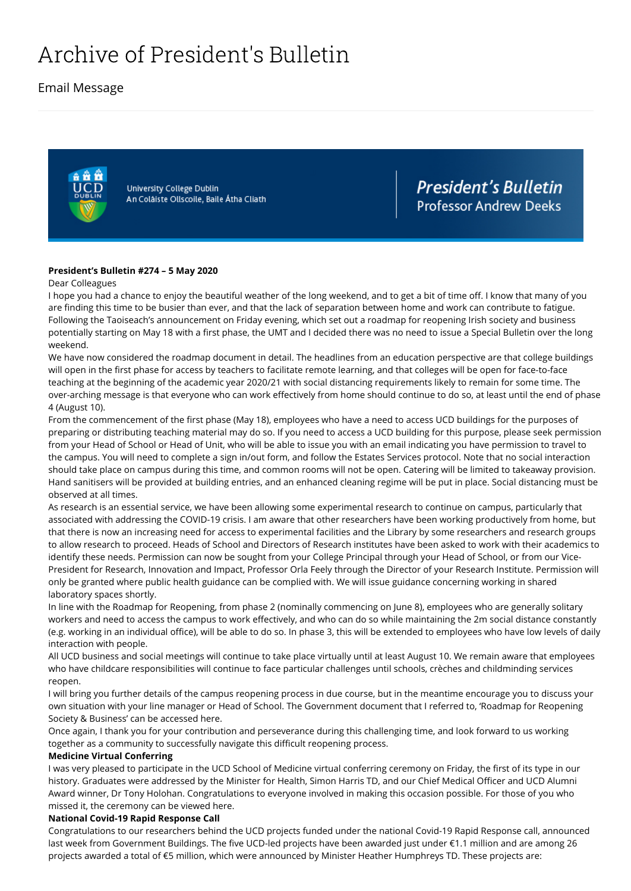# Archive of President's Bulletin

## Email Message

University College Dublin
An Coláiste Ollscoile, Baile Átha Cliath

*President's Bulletin*
Professor Andrew Deeks

**President's Bulletin #274 – 5 May 2020**

Dear Colleagues

I hope you had a chance to enjoy the beautiful weather of the long weekend, and to get a bit of time off. I know that many of you are finding this time to be busier than ever, and that the lack of separation between home and work can contribute to fatigue. Following the Taoiseach's announcement on Friday evening, which set out a roadmap for reopening Irish society and business potentially starting on May 18 with a first phase, the UMT and I decided there was no need to issue a Special Bulletin over the long weekend.

We have now considered the roadmap document in detail. The headlines from an education perspective are that college buildings will open in the first phase for access by teachers to facilitate remote learning, and that colleges will be open for face-to-face teaching at the beginning of the academic year 2020/21 with social distancing requirements likely to remain for some time. The over-arching message is that everyone who can work effectively from home should continue to do so, at least until the end of phase 4 (August 10).

From the commencement of the first phase (May 18), employees who have a need to access UCD buildings for the purposes of preparing or distributing teaching material may do so. If you need to access a UCD building for this purpose, please seek permission from your Head of School or Head of Unit, who will be able to issue you with an email indicating you have permission to travel to the campus. You will need to complete a sign in/out form, and follow the Estates Services protocol. Note that no social interaction should take place on campus during this time, and common rooms will not be open. Catering will be limited to takeaway provision. Hand sanitisers will be provided at building entries, and an enhanced cleaning regime will be put in place. Social distancing must be observed at all times.

As research is an essential service, we have been allowing some experimental research to continue on campus, particularly that associated with addressing the COVID-19 crisis. I am aware that other researchers have been working productively from home, but that there is now an increasing need for access to experimental facilities and the Library by some researchers and research groups to allow research to proceed. Heads of School and Directors of Research institutes have been asked to work with their academics to identify these needs. Permission can now be sought from your College Principal through your Head of School, or from our Vice-President for Research, Innovation and Impact, Professor Orla Feely through the Director of your Research Institute. Permission will only be granted where public health guidance can be complied with. We will issue guidance concerning working in shared laboratory spaces shortly.

In line with the Roadmap for Reopening, from phase 2 (nominally commencing on June 8), employees who are generally solitary workers and need to access the campus to work effectively, and who can do so while maintaining the 2m social distance constantly (e.g. working in an individual office), will be able to do so. In phase 3, this will be extended to employees who have low levels of daily interaction with people.

All UCD business and social meetings will continue to take place virtually until at least August 10. We remain aware that employees who have childcare responsibilities will continue to face particular challenges until schools, crèches and childminding services reopen.

I will bring you further details of the campus reopening process in due course, but in the meantime encourage you to discuss your own situation with your line manager or Head of School. The Government document that I referred to, 'Roadmap for Reopening Society & Business' can be accessed here.

Once again, I thank you for your contribution and perseverance during this challenging time, and look forward to us working together as a community to successfully navigate this difficult reopening process.

**Medicine Virtual Conferring**

I was very pleased to participate in the UCD School of Medicine virtual conferring ceremony on Friday, the first of its type in our history. Graduates were addressed by the Minister for Health, Simon Harris TD, and our Chief Medical Officer and UCD Alumni Award winner, Dr Tony Holohan. Congratulations to everyone involved in making this occasion possible. For those of you who missed it, the ceremony can be viewed here.

**National Covid-19 Rapid Response Call**

Congratulations to our researchers behind the UCD projects funded under the national Covid-19 Rapid Response call, announced last week from Government Buildings. The five UCD-led projects have been awarded just under €1.1 million and are among 26 projects awarded a total of €5 million, which were announced by Minister Heather Humphreys TD. These projects are: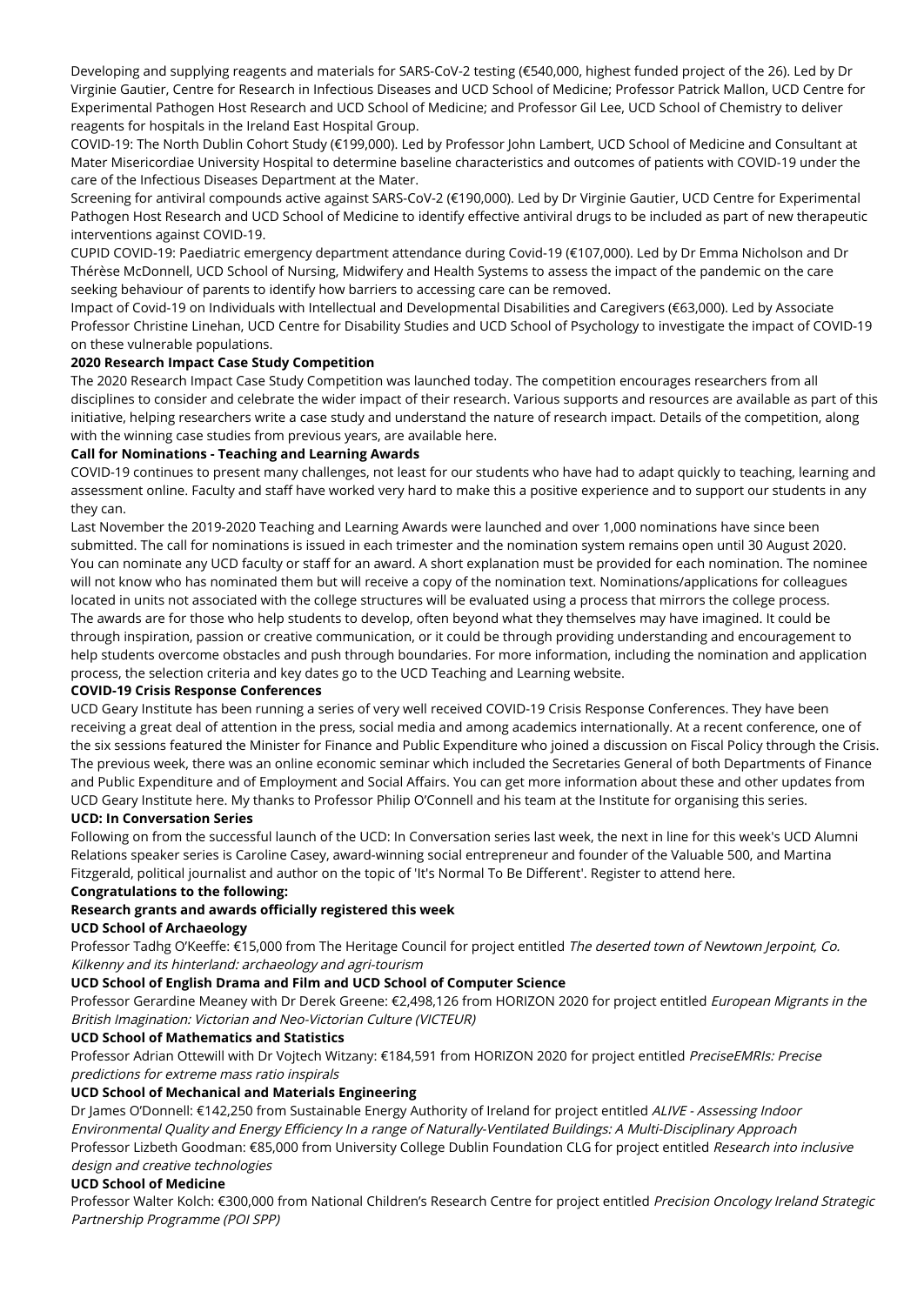Developing and supplying reagents and materials for SARS-CoV-2 testing (€540,000, highest funded project of the 26). Led by Dr Virginie Gautier, Centre for Research in Infectious Diseases and UCD School of Medicine; Professor Patrick Mallon, UCD Centre for Experimental Pathogen Host Research and UCD School of Medicine; and Professor Gil Lee, UCD School of Chemistry to deliver reagents for hospitals in the Ireland East Hospital Group.

COVID-19: The North Dublin Cohort Study (€199,000). Led by Professor John Lambert, UCD School of Medicine and Consultant at Mater Misericordiae University Hospital to determine baseline characteristics and outcomes of patients with COVID-19 under the care of the Infectious Diseases Department at the Mater.

Screening for antiviral compounds active against SARS-CoV-2 (€190,000). Led by Dr Virginie Gautier, UCD Centre for Experimental Pathogen Host Research and UCD School of Medicine to identify effective antiviral drugs to be included as part of new therapeutic interventions against COVID-19.

CUPID COVID-19: Paediatric emergency department attendance during Covid-19 (€107,000). Led by Dr Emma Nicholson and Dr Thérèse McDonnell, UCD School of Nursing, Midwifery and Health Systems to assess the impact of the pandemic on the care seeking behaviour of parents to identify how barriers to accessing care can be removed.

Impact of Covid-19 on Individuals with Intellectual and Developmental Disabilities and Caregivers (€63,000). Led by Associate Professor Christine Linehan, UCD Centre for Disability Studies and UCD School of Psychology to investigate the impact of COVID-19 on these vulnerable populations.

**2020 Research Impact Case Study Competition**

The 2020 Research Impact Case Study Competition was launched today. The competition encourages researchers from all disciplines to consider and celebrate the wider impact of their research. Various supports and resources are available as part of this initiative, helping researchers write a case study and understand the nature of research impact. Details of the competition, along with the winning case studies from previous years, are available here.

**Call for Nominations - Teaching and Learning Awards**

COVID-19 continues to present many challenges, not least for our students who have had to adapt quickly to teaching, learning and assessment online. Faculty and staff have worked very hard to make this a positive experience and to support our students in any they can.

Last November the 2019-2020 Teaching and Learning Awards were launched and over 1,000 nominations have since been submitted. The call for nominations is issued in each trimester and the nomination system remains open until 30 August 2020. You can nominate any UCD faculty or staff for an award. A short explanation must be provided for each nomination. The nominee will not know who has nominated them but will receive a copy of the nomination text. Nominations/applications for colleagues located in units not associated with the college structures will be evaluated using a process that mirrors the college process.

The awards are for those who help students to develop, often beyond what they themselves may have imagined. It could be through inspiration, passion or creative communication, or it could be through providing understanding and encouragement to help students overcome obstacles and push through boundaries. For more information, including the nomination and application process, the selection criteria and key dates go to the UCD Teaching and Learning website.

**COVID-19 Crisis Response Conferences**

UCD Geary Institute has been running a series of very well received COVID-19 Crisis Response Conferences. They have been receiving a great deal of attention in the press, social media and among academics internationally. At a recent conference, one of the six sessions featured the Minister for Finance and Public Expenditure who joined a discussion on Fiscal Policy through the Crisis. The previous week, there was an online economic seminar which included the Secretaries General of both Departments of Finance and Public Expenditure and of Employment and Social Affairs. You can get more information about these and other updates from UCD Geary Institute here. My thanks to Professor Philip O'Connell and his team at the Institute for organising this series.

**UCD: In Conversation Series**

Following on from the successful launch of the UCD: In Conversation series last week, the next in line for this week's UCD Alumni Relations speaker series is Caroline Casey, award-winning social entrepreneur and founder of the Valuable 500, and Martina Fitzgerald, political journalist and author on the topic of 'It's Normal To Be Different'. Register to attend here.

**Congratulations to the following:**

**Research grants and awards officially registered this week**

**UCD School of Archaeology**

Professor Tadhg O'Keeffe: €15,000 from The Heritage Council for project entitled *The deserted town of Newtown Jerpoint, Co. Kilkenny and its hinterland: archaeology and agri-tourism*

**UCD School of English Drama and Film and UCD School of Computer Science**

Professor Gerardine Meaney with Dr Derek Greene: €2,498,126 from HORIZON 2020 for project entitled *European Migrants in the British Imagination: Victorian and Neo-Victorian Culture (VICTEUR)*

**UCD School of Mathematics and Statistics**

Professor Adrian Ottewill with Dr Vojtech Witzany: €184,591 from HORIZON 2020 for project entitled *PreciseEMRIs: Precise predictions for extreme mass ratio inspirals*

**UCD School of Mechanical and Materials Engineering**

Dr James O'Donnell: €142,250 from Sustainable Energy Authority of Ireland for project entitled *ALIVE - Assessing Indoor Environmental Quality and Energy Efficiency In a range of Naturally-Ventilated Buildings: A Multi-Disciplinary Approach*

Professor Lizbeth Goodman: €85,000 from University College Dublin Foundation CLG for project entitled *Research into inclusive design and creative technologies*

**UCD School of Medicine**

Professor Walter Kolch: €300,000 from National Children's Research Centre for project entitled *Precision Oncology Ireland Strategic Partnership Programme (POI SPP)*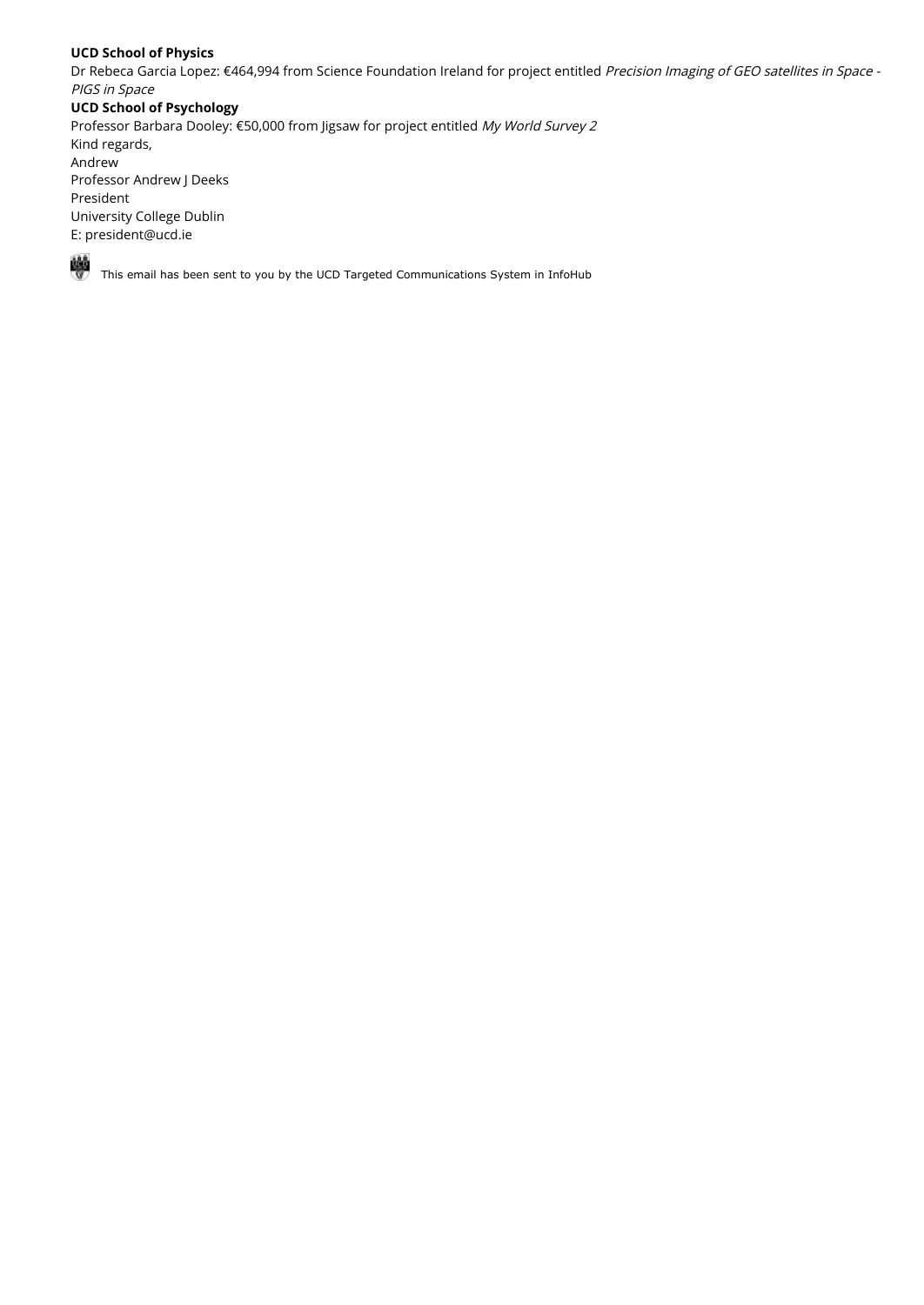**UCD School of Physics**

Dr Rebeca Garcia Lopez: €464,994 from Science Foundation Ireland for project entitled *Precision Imaging of GEO satellites in Space - PIGS in Space*

**UCD School of Psychology**

Professor Barbara Dooley: €50,000 from Jigsaw for project entitled *My World Survey 2*

Kind regards,
Andrew
Professor Andrew J Deeks
President
University College Dublin
E: president@ucd.ie

This email has been sent to you by the UCD Targeted Communications System in InfoHub